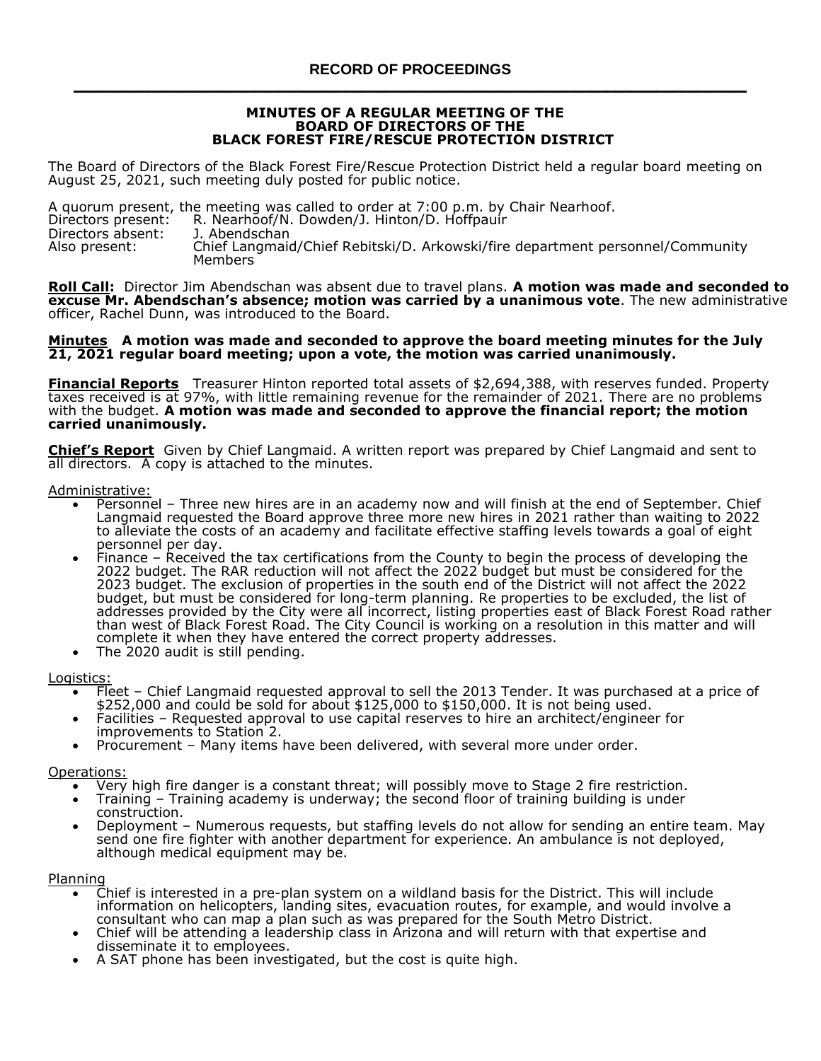# RECORD OF PROCEEDINGS

## MINUTES OF A REGULAR MEETING OF THE BOARD OF DIRECTORS OF THE BLACK FOREST FIRE/RESCUE PROTECTION DISTRICT

The Board of Directors of the Black Forest Fire/Rescue Protection District held a regular board meeting on August 25, 2021, such meeting duly posted for public notice.

A quorum present, the meeting was called to order at 7:00 p.m. by Chair Nearhoof.
Directors present: R. Nearhoof/N. Dowden/J. Hinton/D. Hoffpauir
Directors absent: J. Abendschan
Also present: Chief Langmaid/Chief Rebitski/D. Arkowski/fire department personnel/Community Members

**Roll Call:** Director Jim Abendschan was absent due to travel plans. **A motion was made and seconded to excuse Mr. Abendschan's absence; motion was carried by a unanimous vote**. The new administrative officer, Rachel Dunn, was introduced to the Board.

**Minutes** **A motion was made and seconded to approve the board meeting minutes for the July 21, 2021 regular board meeting; upon a vote, the motion was carried unanimously.**

**Financial Reports** Treasurer Hinton reported total assets of $2,694,388, with reserves funded. Property taxes received is at 97%, with little remaining revenue for the remainder of 2021. There are no problems with the budget. **A motion was made and seconded to approve the financial report; the motion carried unanimously.**

**Chief's Report** Given by Chief Langmaid. A written report was prepared by Chief Langmaid and sent to all directors. A copy is attached to the minutes.

Administrative:

- Personnel – Three new hires are in an academy now and will finish at the end of September. Chief Langmaid requested the Board approve three more new hires in 2021 rather than waiting to 2022 to alleviate the costs of an academy and facilitate effective staffing levels towards a goal of eight personnel per day.
- Finance – Received the tax certifications from the County to begin the process of developing the 2022 budget. The RAR reduction will not affect the 2022 budget but must be considered for the 2023 budget. The exclusion of properties in the south end of the District will not affect the 2022 budget, but must be considered for long-term planning. Re properties to be excluded, the list of addresses provided by the City were all incorrect, listing properties east of Black Forest Road rather than west of Black Forest Road. The City Council is working on a resolution in this matter and will complete it when they have entered the correct property addresses.
- The 2020 audit is still pending.

Logistics:

- Fleet – Chief Langmaid requested approval to sell the 2013 Tender. It was purchased at a price of $252,000 and could be sold for about $125,000 to $150,000. It is not being used.
- Facilities – Requested approval to use capital reserves to hire an architect/engineer for improvements to Station 2.
- Procurement – Many items have been delivered, with several more under order.

Operations:

- Very high fire danger is a constant threat; will possibly move to Stage 2 fire restriction.
- Training – Training academy is underway; the second floor of training building is under construction.
- Deployment – Numerous requests, but staffing levels do not allow for sending an entire team. May send one fire fighter with another department for experience. An ambulance is not deployed, although medical equipment may be.

Planning

- Chief is interested in a pre-plan system on a wildland basis for the District. This will include information on helicopters, landing sites, evacuation routes, for example, and would involve a consultant who can map a plan such as was prepared for the South Metro District.
- Chief will be attending a leadership class in Arizona and will return with that expertise and disseminate it to employees.
- A SAT phone has been investigated, but the cost is quite high.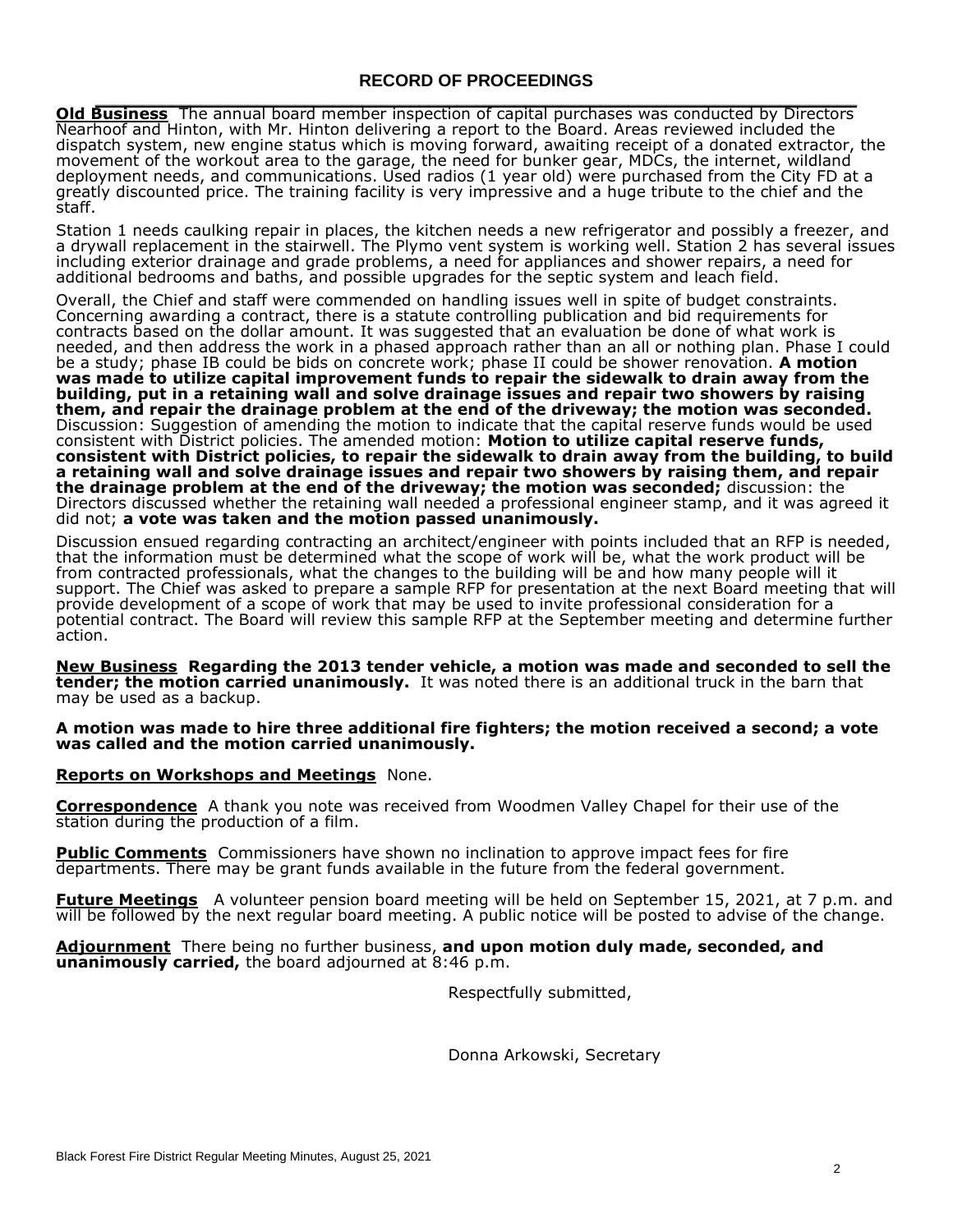## RECORD OF PROCEEDINGS

**Old Business** The annual board member inspection of capital purchases was conducted by Directors Nearhoof and Hinton, with Mr. Hinton delivering a report to the Board. Areas reviewed included the dispatch system, new engine status which is moving forward, awaiting receipt of a donated extractor, the movement of the workout area to the garage, the need for bunker gear, MDCs, the internet, wildland deployment needs, and communications. Used radios (1 year old) were purchased from the City FD at a greatly discounted price. The training facility is very impressive and a huge tribute to the chief and the staff.

Station 1 needs caulking repair in places, the kitchen needs a new refrigerator and possibly a freezer, and a drywall replacement in the stairwell. The Plymo vent system is working well. Station 2 has several issues including exterior drainage and grade problems, a need for appliances and shower repairs, a need for additional bedrooms and baths, and possible upgrades for the septic system and leach field.

Overall, the Chief and staff were commended on handling issues well in spite of budget constraints. Concerning awarding a contract, there is a statute controlling publication and bid requirements for contracts based on the dollar amount. It was suggested that an evaluation be done of what work is needed, and then address the work in a phased approach rather than an all or nothing plan. Phase I could be a study; phase IB could be bids on concrete work; phase II could be shower renovation. **A motion was made to utilize capital improvement funds to repair the sidewalk to drain away from the building, put in a retaining wall and solve drainage issues and repair two showers by raising them, and repair the drainage problem at the end of the driveway; the motion was seconded.** Discussion: Suggestion of amending the motion to indicate that the capital reserve funds would be used consistent with District policies. The amended motion: **Motion to utilize capital reserve funds, consistent with District policies, to repair the sidewalk to drain away from the building, to build a retaining wall and solve drainage issues and repair two showers by raising them, and repair the drainage problem at the end of the driveway; the motion was seconded;** discussion: the Directors discussed whether the retaining wall needed a professional engineer stamp, and it was agreed it did not; **a vote was taken and the motion passed unanimously.**

Discussion ensued regarding contracting an architect/engineer with points included that an RFP is needed, that the information must be determined what the scope of work will be, what the work product will be from contracted professionals, what the changes to the building will be and how many people will it support. The Chief was asked to prepare a sample RFP for presentation at the next Board meeting that will provide development of a scope of work that may be used to invite professional consideration for a potential contract. The Board will review this sample RFP at the September meeting and determine further action.

**New Business** **Regarding the 2013 tender vehicle, a motion was made and seconded to sell the tender; the motion carried unanimously.** It was noted there is an additional truck in the barn that may be used as a backup.

**A motion was made to hire three additional fire fighters; the motion received a second; a vote was called and the motion carried unanimously.**

**Reports on Workshops and Meetings** None.

**Correspondence** A thank you note was received from Woodmen Valley Chapel for their use of the station during the production of a film.

**Public Comments** Commissioners have shown no inclination to approve impact fees for fire departments. There may be grant funds available in the future from the federal government.

**Future Meetings** A volunteer pension board meeting will be held on September 15, 2021, at 7 p.m. and will be followed by the next regular board meeting. A public notice will be posted to advise of the change.

**Adjournment** There being no further business, **and upon motion duly made, seconded, and unanimously carried,** the board adjourned at 8:46 p.m.

Respectfully submitted,

Donna Arkowski, Secretary

Black Forest Fire District Regular Meeting Minutes, August 25, 2021